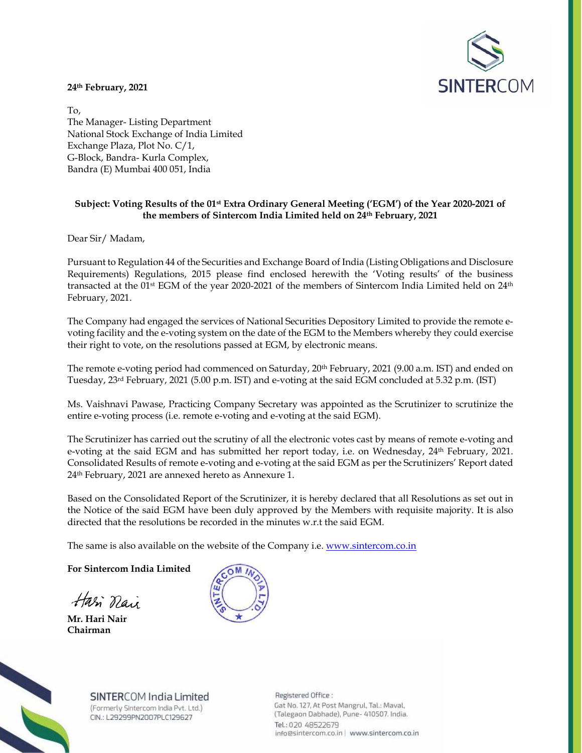**24th February, 2021**

To,
The Manager- Listing Department
National Stock Exchange of India Limited
Exchange Plaza, Plot No. C/1,
G-Block, Bandra- Kurla Complex,
Bandra (E) Mumbai 400 051, India

**Subject: Voting Results of the 01st Extra Ordinary General Meeting ('EGM') of the Year 2020-2021 of the members of Sintercom India Limited held on 24th February, 2021**

Dear Sir/ Madam,

Pursuant to Regulation 44 of the Securities and Exchange Board of India (Listing Obligations and Disclosure Requirements) Regulations, 2015 please find enclosed herewith the 'Voting results' of the business transacted at the 01st EGM of the year 2020-2021 of the members of Sintercom India Limited held on 24th February, 2021.

The Company had engaged the services of National Securities Depository Limited to provide the remote e-voting facility and the e-voting system on the date of the EGM to the Members whereby they could exercise their right to vote, on the resolutions passed at EGM, by electronic means.

The remote e-voting period had commenced on Saturday, 20th February, 2021 (9.00 a.m. IST) and ended on Tuesday, 23rd February, 2021 (5.00 p.m. IST) and e-voting at the said EGM concluded at 5.32 p.m. (IST)

Ms. Vaishnavi Pawase, Practicing Company Secretary was appointed as the Scrutinizer to scrutinize the entire e-voting process (i.e. remote e-voting and e-voting at the said EGM).

The Scrutinizer has carried out the scrutiny of all the electronic votes cast by means of remote e-voting and e-voting at the said EGM and has submitted her report today, i.e. on Wednesday, 24th February, 2021. Consolidated Results of remote e-voting and e-voting at the said EGM as per the Scrutinizers' Report dated 24th February, 2021 are annexed hereto as Annexure 1.

Based on the Consolidated Report of the Scrutinizer, it is hereby declared that all Resolutions as set out in the Notice of the said EGM have been duly approved by the Members with requisite majority. It is also directed that the resolutions be recorded in the minutes w.r.t the said EGM.

The same is also available on the website of the Company i.e. www.sintercom.co.in

**For Sintercom India Limited**

Hari Nair

**Mr. Hari Nair**
**Chairman**

SINTERCOM India Limited
(Formerly Sintercom India Pvt. Ltd.)
CIN.: L29299PN2007PLC129627

Registered Office :
Gat No. 127, At Post Mangrul, Tal.: Maval, (Talegaon Dabhade), Pune- 410507. India.
Tel.: 020 48522679
info@sintercom.co.in | www.sintercom.co.in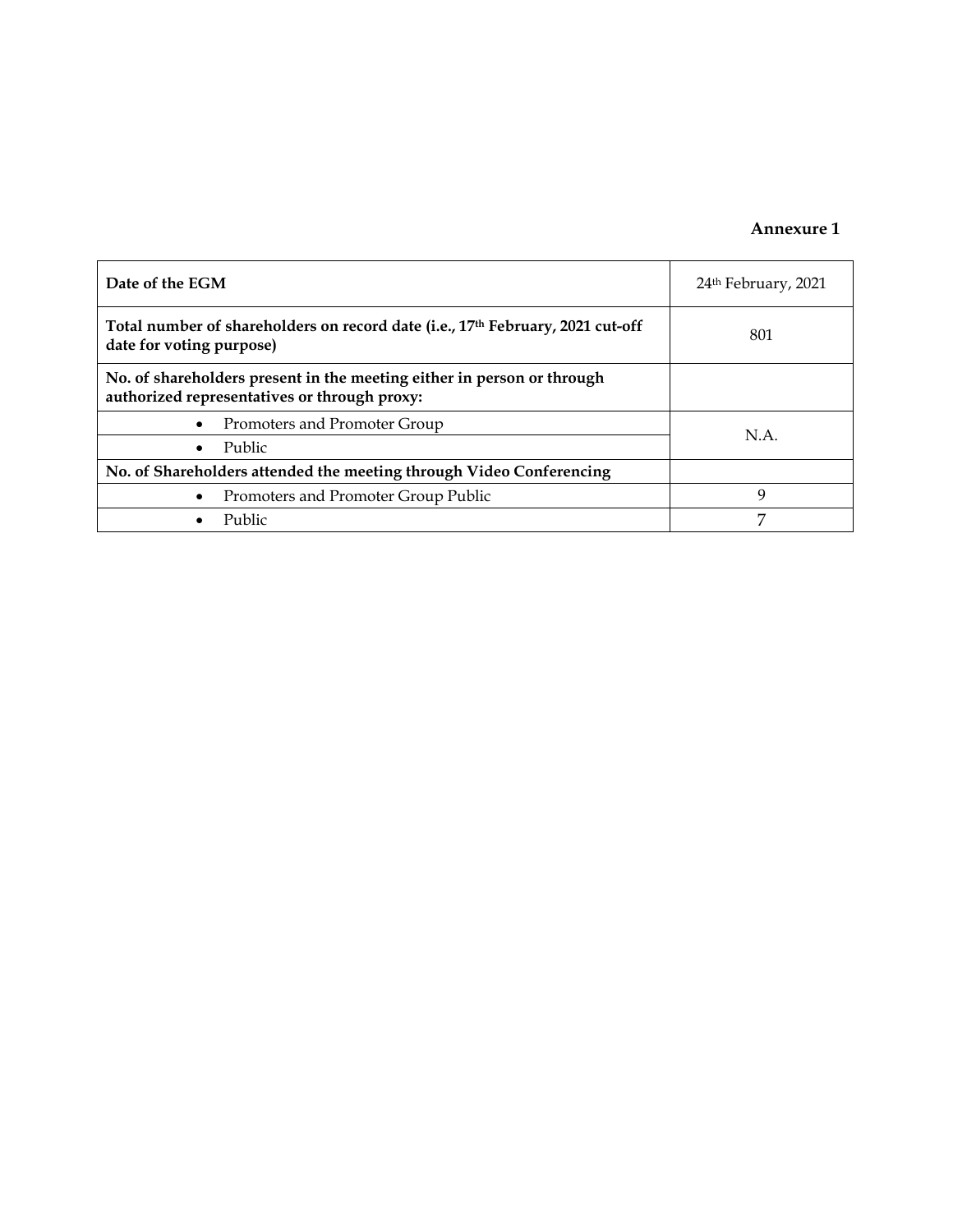**Annexure 1**

| | |
|---|---|
| **Date of the EGM** | 24th February, 2021 |
| **Total number of shareholders on record date (i.e., 17th February, 2021 cut-off date for voting purpose)** | 801 |
| **No. of shareholders present in the meeting either in person or through authorized representatives or through proxy:** | |
| • Promoters and Promoter Group | N.A. |
| • Public | |
| **No. of Shareholders attended the meeting through Video Conferencing** | |
| • Promoters and Promoter Group Public | 9 |
| • Public | 7 |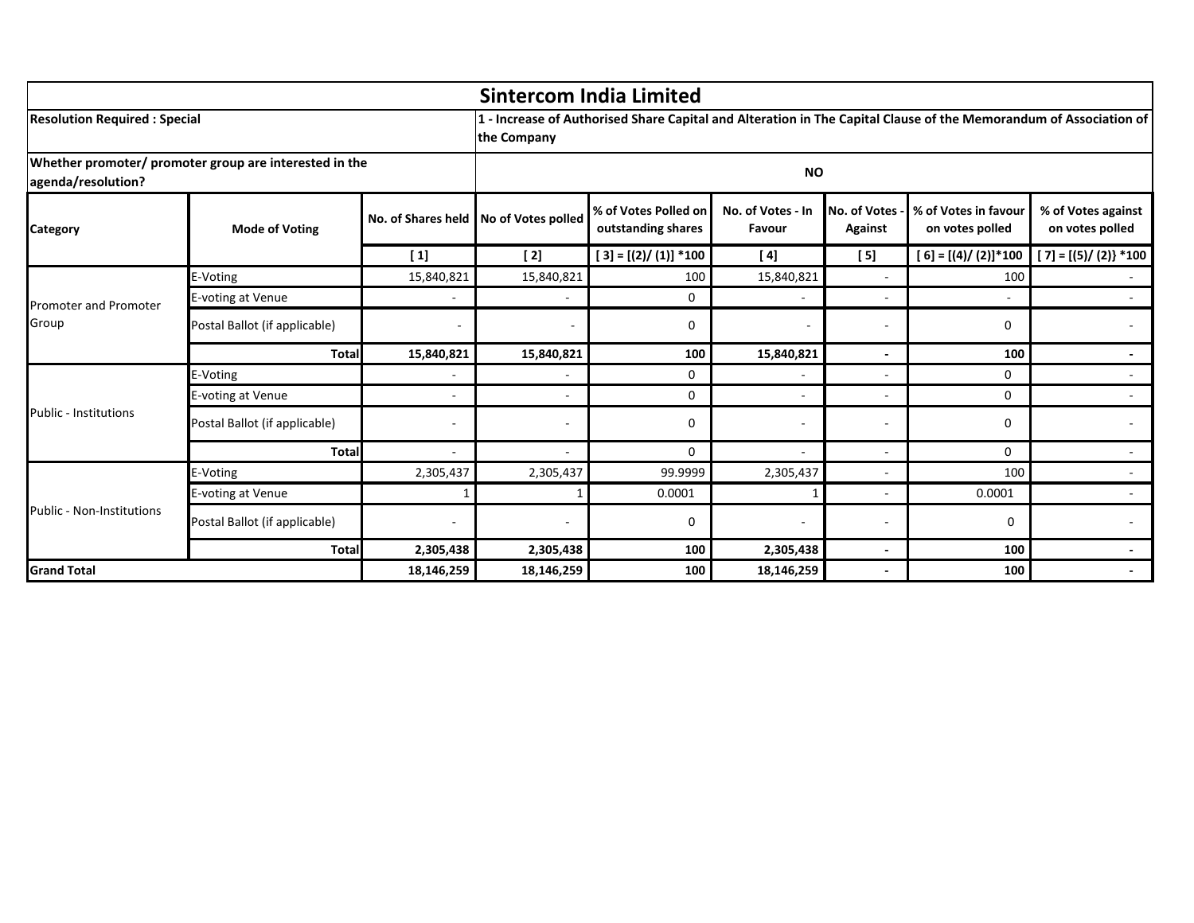# Sintercom India Limited

| Resolution Required : Special | | 1 - Increase of Authorised Share Capital and Alteration in The Capital Clause of the Memorandum of Association of the Company | | | | | | |
|---|---|---|---|---|---|---|---|---|
| Whether promoter/ promoter group are interested in the agenda/resolution? | | NO | | | | | | |
| Category | Mode of Voting | No. of Shares held | No of Votes polled | % of Votes Polled on outstanding shares | No. of Votes - In Favour | No. of Votes - Against | % of Votes in favour on votes polled | % of Votes against on votes polled |
| | | [ 1] | [ 2] | [ 3] = [(2)/ (1)] *100 | [ 4] | [ 5] | [ 6] = [(4)/ (2)]*100 | [ 7] = [(5)/ (2)} *100 |
| Promoter and Promoter Group | E-Voting | 15,840,821 | 15,840,821 | 100 | 15,840,821 | - | 100 | - |
| | E-voting at Venue | - | - | 0 | - | - | - | - |
| | Postal Ballot (if applicable) | - | - | 0 | - | - | 0 | - |
| | **Total** | **15,840,821** | **15,840,821** | **100** | **15,840,821** | **-** | **100** | **-** |
| Public - Institutions | E-Voting | - | - | 0 | - | - | 0 | - |
| | E-voting at Venue | - | - | 0 | - | - | 0 | - |
| | Postal Ballot (if applicable) | - | - | 0 | - | - | 0 | - |
| | **Total** | - | - | 0 | - | - | 0 | - |
| Public - Non-Institutions | E-Voting | 2,305,437 | 2,305,437 | 99.9999 | 2,305,437 | - | 100 | - |
| | E-voting at Venue | 1 | 1 | 0.0001 | 1 | - | 0.0001 | - |
| | Postal Ballot (if applicable) | - | - | 0 | - | - | 0 | - |
| | **Total** | **2,305,438** | **2,305,438** | **100** | **2,305,438** | **-** | **100** | **-** |
| **Grand Total** | | **18,146,259** | **18,146,259** | **100** | **18,146,259** | **-** | **100** | **-** |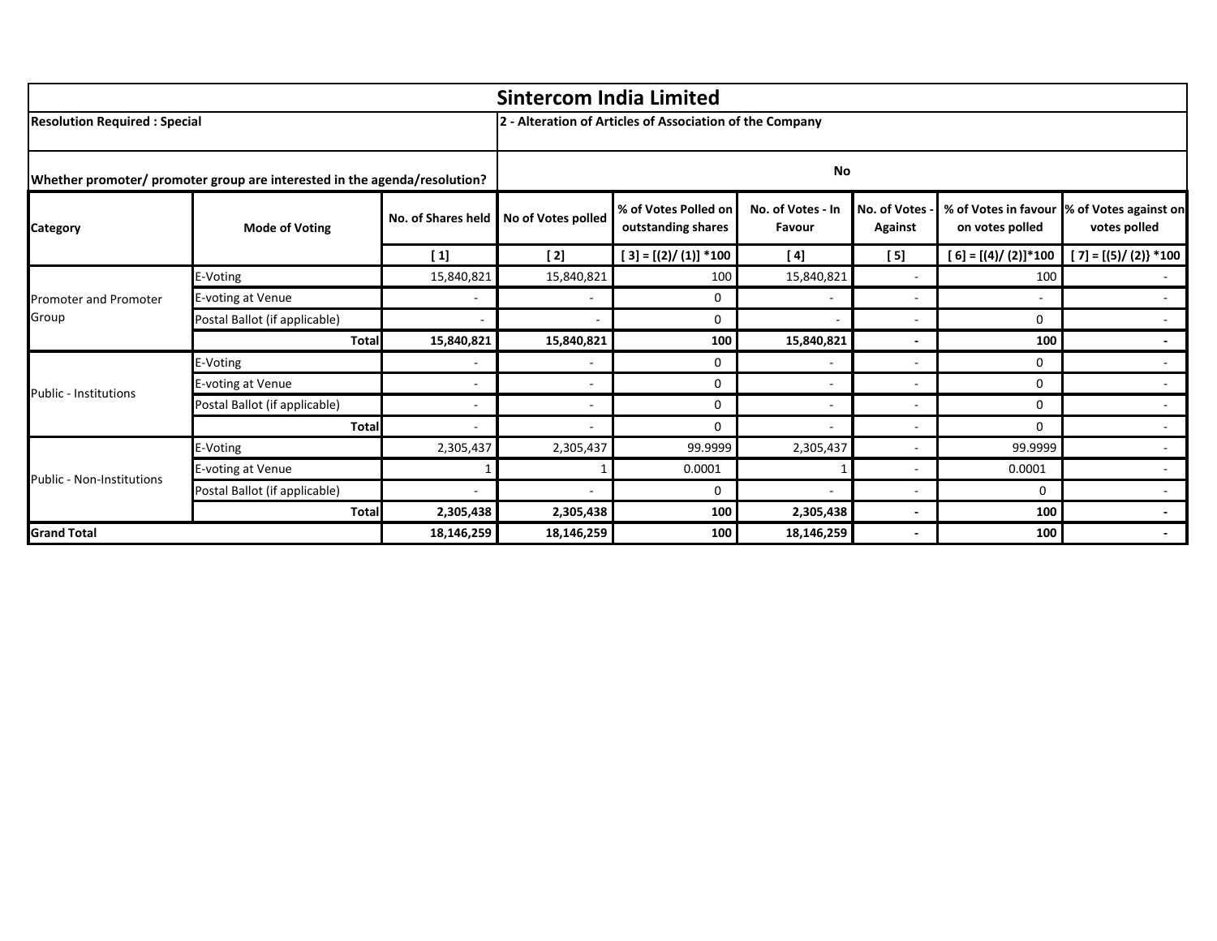## Sintercom India Limited

| | |
|---|---|
| **Resolution Required : Special** | **2 - Alteration of Articles of Association of the Company** |
| **Whether promoter/ promoter group are interested in the agenda/resolution?** | **No** |

| **Category** | **Mode of Voting** | **No. of Shares held** | **No of Votes polled** | **% of Votes Polled on outstanding shares** | **No. of Votes - In Favour** | **No. of Votes - Against** | **% of Votes in favour on votes polled** | **% of Votes against on votes polled** |
|---|---|---|---|---|---|---|---|---|
| | | **[ 1]** | **[ 2]** | **[ 3] = [(2)/ (1)] *100** | **[ 4]** | **[ 5]** | **[ 6] = [(4)/ (2)]*100** | **[ 7] = [(5)/ (2)} *100** |
| Promoter and Promoter Group | E-Voting | 15,840,821 | 15,840,821 | 100 | 15,840,821 | - | 100 | - |
| | E-voting at Venue | - | - | 0 | - | - | - | - |
| | Postal Ballot (if applicable) | - | - | 0 | - | - | 0 | - |
| | **Total** | **15,840,821** | **15,840,821** | **100** | **15,840,821** | **-** | **100** | **-** |
| Public - Institutions | E-Voting | - | - | 0 | - | - | 0 | - |
| | E-voting at Venue | - | - | 0 | - | - | 0 | - |
| | Postal Ballot (if applicable) | - | - | 0 | - | - | 0 | - |
| | **Total** | - | - | 0 | - | - | 0 | - |
| Public - Non-Institutions | E-Voting | 2,305,437 | 2,305,437 | 99.9999 | 2,305,437 | - | 99.9999 | - |
| | E-voting at Venue | 1 | 1 | 0.0001 | 1 | - | 0.0001 | - |
| | Postal Ballot (if applicable) | - | - | 0 | - | - | 0 | - |
| | **Total** | **2,305,438** | **2,305,438** | **100** | **2,305,438** | **-** | **100** | **-** |
| **Grand Total** | | **18,146,259** | **18,146,259** | **100** | **18,146,259** | **-** | **100** | **-** |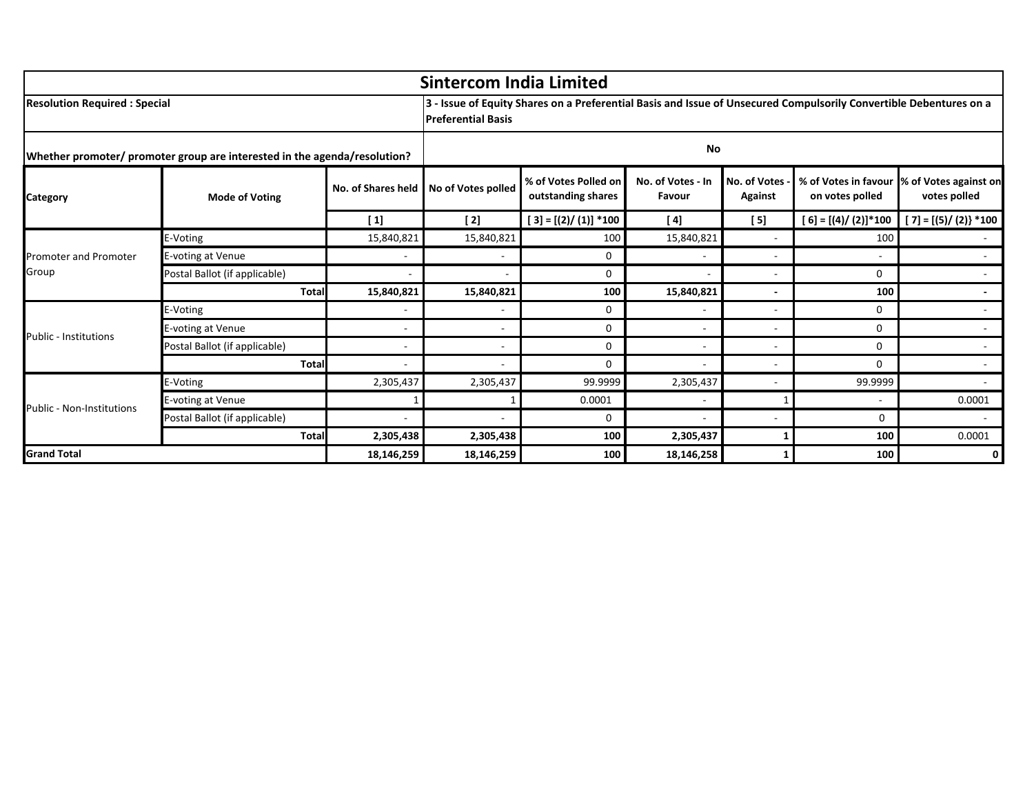# Sintercom India Limited

**Resolution Required : Special**

**3 - Issue of Equity Shares on a Preferential Basis and Issue of Unsecured Compulsorily Convertible Debentures on a Preferential Basis**

**Whether promoter/ promoter group are interested in the agenda/resolution?** **No**

| Category | Mode of Voting | No. of Shares held | No of Votes polled | % of Votes Polled on outstanding shares | No. of Votes - In Favour | No. of Votes - Against | % of Votes in favour on votes polled | % of Votes against on votes polled |
|---|---|---|---|---|---|---|---|---|
| | | [ 1] | [ 2] | [ 3] = [(2)/ (1)] *100 | [ 4] | [ 5] | [ 6] = [(4)/ (2)]*100 | [ 7] = [(5)/ (2)} *100 |
| Promoter and Promoter Group | E-Voting | 15,840,821 | 15,840,821 | 100 | 15,840,821 | - | 100 | - |
| | E-voting at Venue | - | - | 0 | - | - | - | - |
| | Postal Ballot (if applicable) | - | - | 0 | - | - | 0 | - |
| | **Total** | **15,840,821** | **15,840,821** | **100** | **15,840,821** | **-** | **100** | **-** |
| Public - Institutions | E-Voting | - | - | 0 | - | - | 0 | - |
| | E-voting at Venue | - | - | 0 | - | - | 0 | - |
| | Postal Ballot (if applicable) | - | - | 0 | - | - | 0 | - |
| | **Total** | - | - | 0 | - | - | 0 | - |
| Public - Non-Institutions | E-Voting | 2,305,437 | 2,305,437 | 99.9999 | 2,305,437 | - | 99.9999 | - |
| | E-voting at Venue | 1 | 1 | 0.0001 | - | 1 | - | 0.0001 |
| | Postal Ballot (if applicable) | - | - | 0 | - | - | 0 | - |
| | **Total** | **2,305,438** | **2,305,438** | **100** | **2,305,437** | **1** | **100** | 0.0001 |
| **Grand Total** | | **18,146,259** | **18,146,259** | **100** | **18,146,258** | **1** | **100** | **0** |